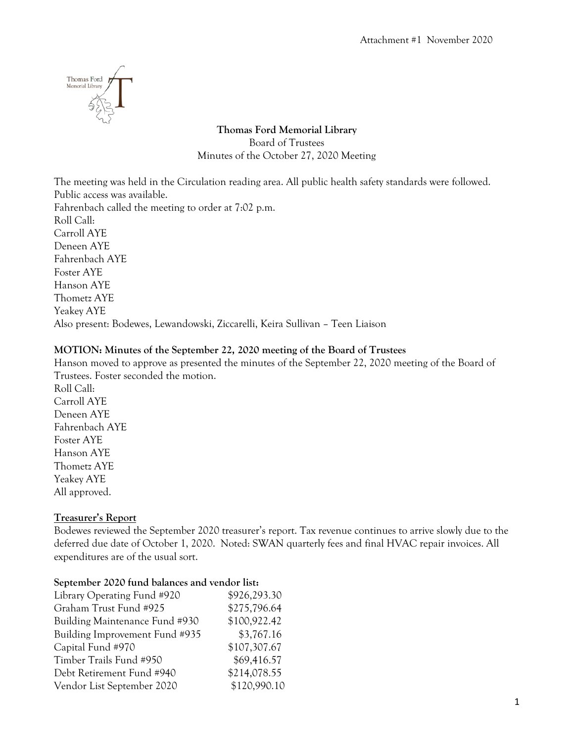Attachment #1 November 2020

**Thomas Ford Memorial Library**
Board of Trustees
Minutes of the October 27, 2020 Meeting

The meeting was held in the Circulation reading area. All public health safety standards were followed. Public access was available.
Fahrenbach called the meeting to order at 7:02 p.m.
Roll Call:
Carroll AYE
Deneen AYE
Fahrenbach AYE
Foster AYE
Hanson AYE
Thometz AYE
Yeakey AYE
Also present: Bodewes, Lewandowski, Ziccarelli, Keira Sullivan – Teen Liaison

**MOTION: Minutes of the September 22, 2020 meeting of the Board of Trustees**
Hanson moved to approve as presented the minutes of the September 22, 2020 meeting of the Board of Trustees. Foster seconded the motion.
Roll Call:
Carroll AYE
Deneen AYE
Fahrenbach AYE
Foster AYE
Hanson AYE
Thometz AYE
Yeakey AYE
All approved.

**Treasurer's Report**
Bodewes reviewed the September 2020 treasurer's report. Tax revenue continues to arrive slowly due to the deferred due date of October 1, 2020. Noted: SWAN quarterly fees and final HVAC repair invoices. All expenditures are of the usual sort.

**September 2020 fund balances and vendor list:**

| | |
|---|---|
| Library Operating Fund #920 | $926,293.30 |
| Graham Trust Fund #925 | $275,796.64 |
| Building Maintenance Fund #930 | $100,922.42 |
| Building Improvement Fund #935 | $3,767.16 |
| Capital Fund #970 | $107,307.67 |
| Timber Trails Fund #950 | $69,416.57 |
| Debt Retirement Fund #940 | $214,078.55 |
| Vendor List September 2020 | $120,990.10 |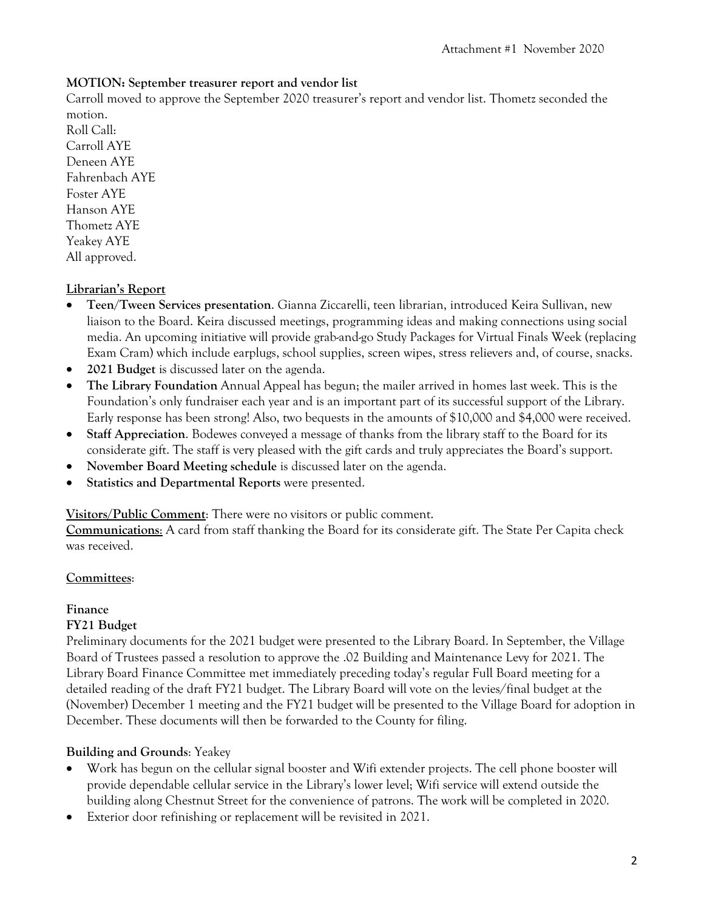Attachment #1 November 2020

**MOTION: September treasurer report and vendor list**

Carroll moved to approve the September 2020 treasurer's report and vendor list. Thometz seconded the motion.
Roll Call:
Carroll AYE
Deneen AYE
Fahrenbach AYE
Foster AYE
Hanson AYE
Thometz AYE
Yeakey AYE
All approved.

**Librarian's Report**

- **Teen/Tween Services presentation**. Gianna Ziccarelli, teen librarian, introduced Keira Sullivan, new liaison to the Board. Keira discussed meetings, programming ideas and making connections using social media. An upcoming initiative will provide grab-and-go Study Packages for Virtual Finals Week (replacing Exam Cram) which include earplugs, school supplies, screen wipes, stress relievers and, of course, snacks.
- **2021 Budget** is discussed later on the agenda.
- **The Library Foundation** Annual Appeal has begun; the mailer arrived in homes last week. This is the Foundation's only fundraiser each year and is an important part of its successful support of the Library. Early response has been strong! Also, two bequests in the amounts of $10,000 and $4,000 were received.
- **Staff Appreciation**. Bodewes conveyed a message of thanks from the library staff to the Board for its considerate gift. The staff is very pleased with the gift cards and truly appreciates the Board's support.
- **November Board Meeting schedule** is discussed later on the agenda.
- **Statistics and Departmental Reports** were presented.

**Visitors/Public Comment**: There were no visitors or public comment.

**Communications**: A card from staff thanking the Board for its considerate gift. The State Per Capita check was received.

**Committees**:

**Finance**

**FY21 Budget**

Preliminary documents for the 2021 budget were presented to the Library Board. In September, the Village Board of Trustees passed a resolution to approve the .02 Building and Maintenance Levy for 2021. The Library Board Finance Committee met immediately preceding today's regular Full Board meeting for a detailed reading of the draft FY21 budget. The Library Board will vote on the levies/final budget at the (November) December 1 meeting and the FY21 budget will be presented to the Village Board for adoption in December. These documents will then be forwarded to the County for filing.

**Building and Grounds**: Yeakey

- Work has begun on the cellular signal booster and Wifi extender projects. The cell phone booster will provide dependable cellular service in the Library's lower level; Wifi service will extend outside the building along Chestnut Street for the convenience of patrons. The work will be completed in 2020.
- Exterior door refinishing or replacement will be revisited in 2021.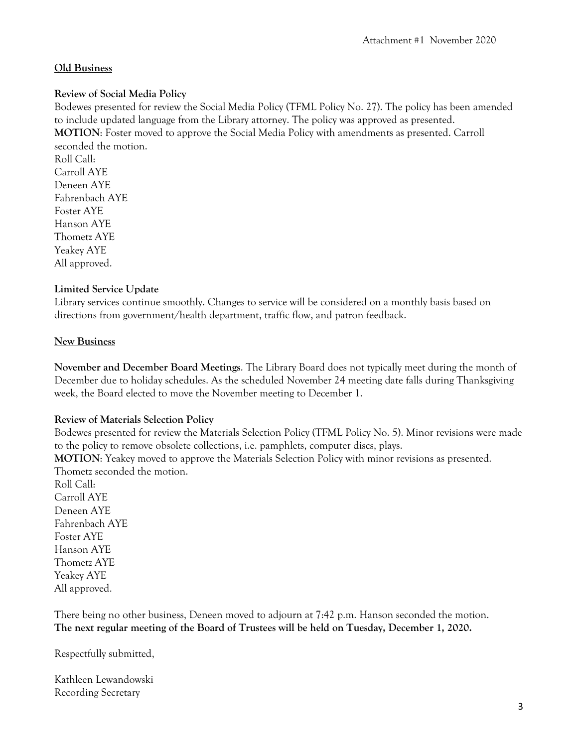Attachment #1 November 2020

## Old Business

**Review of Social Media Policy**

Bodewes presented for review the Social Media Policy (TFML Policy No. 27). The policy has been amended to include updated language from the Library attorney. The policy was approved as presented.

**MOTION**: Foster moved to approve the Social Media Policy with amendments as presented. Carroll seconded the motion.

Roll Call:
Carroll AYE
Deneen AYE
Fahrenbach AYE
Foster AYE
Hanson AYE
Thometz AYE
Yeakey AYE
All approved.

**Limited Service Update**

Library services continue smoothly. Changes to service will be considered on a monthly basis based on directions from government/health department, traffic flow, and patron feedback.

## New Business

**November and December Board Meetings**. The Library Board does not typically meet during the month of December due to holiday schedules. As the scheduled November 24 meeting date falls during Thanksgiving week, the Board elected to move the November meeting to December 1.

**Review of Materials Selection Policy**

Bodewes presented for review the Materials Selection Policy (TFML Policy No. 5). Minor revisions were made to the policy to remove obsolete collections, i.e. pamphlets, computer discs, plays.

**MOTION**: Yeakey moved to approve the Materials Selection Policy with minor revisions as presented. Thometz seconded the motion.

Roll Call:
Carroll AYE
Deneen AYE
Fahrenbach AYE
Foster AYE
Hanson AYE
Thometz AYE
Yeakey AYE
All approved.

There being no other business, Deneen moved to adjourn at 7:42 p.m. Hanson seconded the motion.
**The next regular meeting of the Board of Trustees will be held on Tuesday, December 1, 2020.**

Respectfully submitted,

Kathleen Lewandowski
Recording Secretary